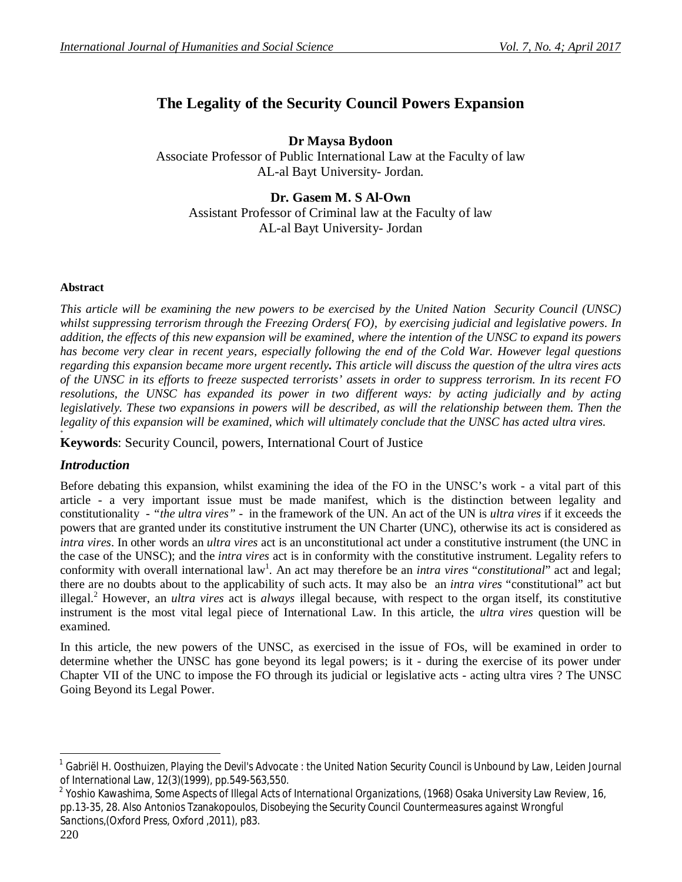# The Legality of the Security Council Powers Expansion

**Dr Maysa Bydoon**
Associate Professor of Public International Law at the Faculty of law
AL-al Bayt University- Jordan.

**Dr. Gasem M. S Al-Own**
Assistant Professor of Criminal law at the Faculty of law
AL-al Bayt University- Jordan

## Abstract

*This article will be examining the new powers to be exercised by the United Nation Security Council (UNSC) whilst suppressing terrorism through the Freezing Orders( FO), by exercising judicial and legislative powers. In addition, the effects of this new expansion will be examined, where the intention of the UNSC to expand its powers has become very clear in recent years, especially following the end of the Cold War. However legal questions regarding this expansion became more urgent recently. This article will discuss the question of the ultra vires acts of the UNSC in its efforts to freeze suspected terrorists' assets in order to suppress terrorism. In its recent FO resolutions, the UNSC has expanded its power in two different ways: by acting judicially and by acting legislatively. These two expansions in powers will be described, as will the relationship between them. Then the legality of this expansion will be examined, which will ultimately conclude that the UNSC has acted ultra vires.*

**Keywords**: Security Council, powers, International Court of Justice

## *Introduction*

Before debating this expansion, whilst examining the idea of the FO in the UNSC's work - a vital part of this article - a very important issue must be made manifest, which is the distinction between legality and constitutionality - *"the ultra vires"* - in the framework of the UN. An act of the UN is *ultra vires* if it exceeds the powers that are granted under its constitutive instrument the UN Charter (UNC), otherwise its act is considered as *intra vires*. In other words an *ultra vires* act is an unconstitutional act under a constitutive instrument (the UNC in the case of the UNSC); and the *intra vires* act is in conformity with the constitutive instrument. Legality refers to conformity with overall international law[1]. An act may therefore be an *intra vires* "*constitutional*" act and legal; there are no doubts about to the applicability of such acts. It may also be an *intra vires* "constitutional" act but illegal.[2] However, an *ultra vires* act is *always* illegal because, with respect to the organ itself, its constitutive instrument is the most vital legal piece of International Law. In this article, the *ultra vires* question will be examined.

In this article, the new powers of the UNSC, as exercised in the issue of FOs, will be examined in order to determine whether the UNSC has gone beyond its legal powers; is it - during the exercise of its power under Chapter VII of the UNC to impose the FO through its judicial or legislative acts - acting ultra vires ? The UNSC Going Beyond its Legal Power.

---

[1] Gabriël H. Oosthuizen, Playing the Devil's Advocate : the United Nation Security Council is Unbound by Law, Leiden Journal of International Law, 12(3)(1999), pp.549-563,550.

[2] Yoshio Kawashima, Some Aspects of Illegal Acts of International Organizations, (1968) Osaka University Law Review, 16, pp.13-35, 28. Also Antonios Tzanakopoulos, Disobeying the Security Council Countermeasures against Wrongful Sanctions,(Oxford Press, Oxford ,2011), p83.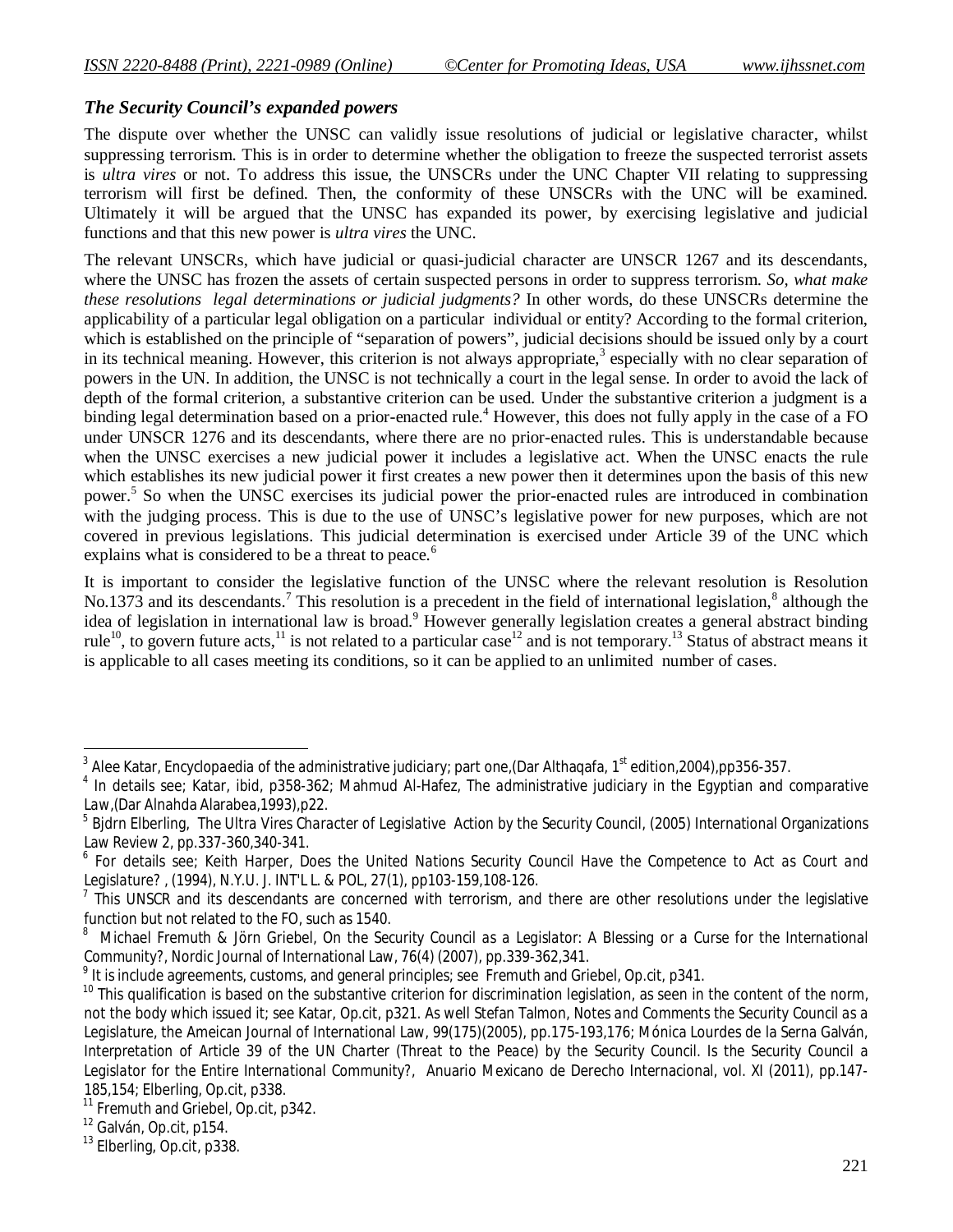### *The Security Council's expanded powers*

The dispute over whether the UNSC can validly issue resolutions of judicial or legislative character, whilst suppressing terrorism. This is in order to determine whether the obligation to freeze the suspected terrorist assets is *ultra vires* or not. To address this issue, the UNSCRs under the UNC Chapter VII relating to suppressing terrorism will first be defined. Then, the conformity of these UNSCRs with the UNC will be examined. Ultimately it will be argued that the UNSC has expanded its power, by exercising legislative and judicial functions and that this new power is *ultra vires* the UNC.

The relevant UNSCRs, which have judicial or quasi-judicial character are UNSCR 1267 and its descendants, where the UNSC has frozen the assets of certain suspected persons in order to suppress terrorism. *So, what make these resolutions legal determinations or judicial judgments?* In other words, do these UNSCRs determine the applicability of a particular legal obligation on a particular individual or entity? According to the formal criterion, which is established on the principle of "separation of powers", judicial decisions should be issued only by a court in its technical meaning. However, this criterion is not always appropriate,[3] especially with no clear separation of powers in the UN. In addition, the UNSC is not technically a court in the legal sense. In order to avoid the lack of depth of the formal criterion, a substantive criterion can be used. Under the substantive criterion a judgment is a binding legal determination based on a prior-enacted rule.[4] However, this does not fully apply in the case of a FO under UNSCR 1276 and its descendants, where there are no prior-enacted rules. This is understandable because when the UNSC exercises a new judicial power it includes a legislative act. When the UNSC enacts the rule which establishes its new judicial power it first creates a new power then it determines upon the basis of this new power.[5] So when the UNSC exercises its judicial power the prior-enacted rules are introduced in combination with the judging process. This is due to the use of UNSC's legislative power for new purposes, which are not covered in previous legislations. This judicial determination is exercised under Article 39 of the UNC which explains what is considered to be a threat to peace.[6]

It is important to consider the legislative function of the UNSC where the relevant resolution is Resolution No.1373 and its descendants.[7] This resolution is a precedent in the field of international legislation,[8] although the idea of legislation in international law is broad.[9] However generally legislation creates a general abstract binding rule[10], to govern future acts,[11] is not related to a particular case[12] and is not temporary.[13] Status of abstract means it is applicable to all cases meeting its conditions, so it can be applied to an unlimited number of cases.

---

[3] Alee Katar, *Encyclopaedia of the administrative judiciary; part one*,(Dar Althaqafa, 1st edition,2004),pp356-357.

[4] In details see; Katar, *ibid*, p358-362; Mahmud Al-Hafez, *The administrative judiciary in the Egyptian and comparative Law*,(Dar Alnahda Alarabea,1993),p22.

[5] Bjdrn Elberling, *The Ultra Vires Character of Legislative Action by the Security Council*, (2005) International Organizations Law Review 2, pp.337-360,340-341.

[6] For details see; Keith Harper, *Does the United Nations Security Council Have the Competence to Act as Court and Legislature?* , (1994), N.Y.U. J. INT'L L. & POL, 27(1), pp103-159,108-126.

[7] This UNSCR and its descendants are concerned with terrorism, and there are other resolutions under the legislative function but not related to the FO, such as 1540.

[8] Michael Fremuth & Jörn Griebel, *On the Security Council as a Legislator: A Blessing or a Curse for the International Community?*, Nordic Journal of International Law, 76(4) (2007), pp.339-362,341.

[9] It is include agreements, customs, and general principles; see Fremuth and Griebel, Op.cit, p341.

[10] This qualification is based on the substantive criterion for discrimination legislation, as seen in the content of the norm, not the body which issued it; see Katar, Op.cit, p321. As well Stefan Talmon, *Notes and Comments the Security Council as a Legislature*, the Ameican Journal of International Law, 99(175)(2005), pp.175-193,176; Mónica Lourdes de la Serna Galván, *Interpretation of Article 39 of the UN Charter (Threat to the Peace) by the Security Council. Is the Security Council a Legislator for the Entire International Community?*, Anuario Mexicano de Derecho Internacional, vol. XI (2011), pp.147-185,154; Elberling, Op.cit, p338.

[11] Fremuth and Griebel, Op.cit, p342.

[12] Galván, Op.cit, p154.

[13] Elberling, Op.cit, p338.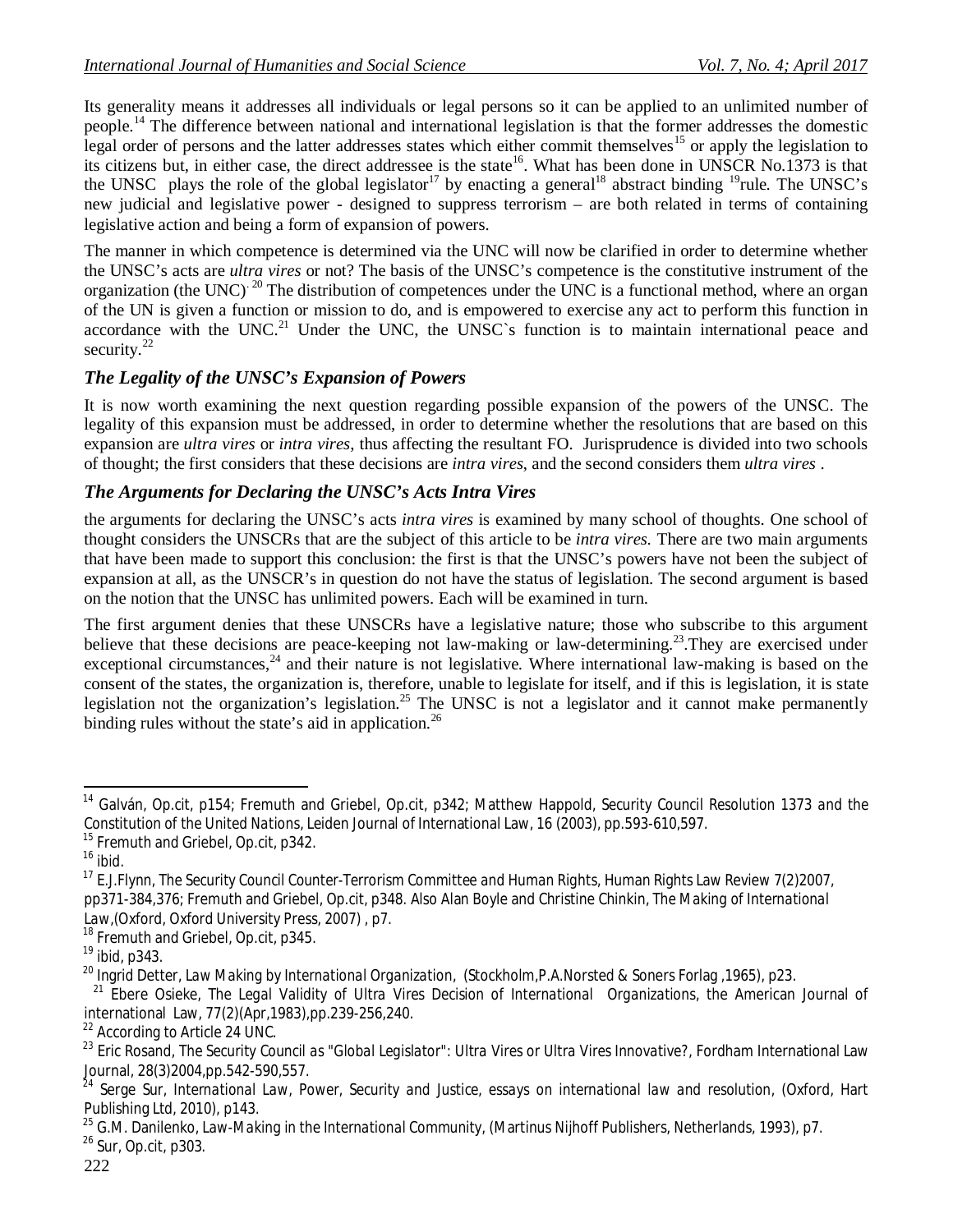Its generality means it addresses all individuals or legal persons so it can be applied to an unlimited number of people.[14] The difference between national and international legislation is that the former addresses the domestic legal order of persons and the latter addresses states which either commit themselves[15] or apply the legislation to its citizens but, in either case, the direct addressee is the state[16]. What has been done in UNSCR No.1373 is that the UNSC plays the role of the global legislator[17] by enacting a general[18] abstract binding [19]rule. The UNSC's new judicial and legislative power - designed to suppress terrorism – are both related in terms of containing legislative action and being a form of expansion of powers.

The manner in which competence is determined via the UNC will now be clarified in order to determine whether the UNSC's acts are *ultra vires* or not? The basis of the UNSC's competence is the constitutive instrument of the organization (the UNC).[20] The distribution of competences under the UNC is a functional method, where an organ of the UN is given a function or mission to do, and is empowered to exercise any act to perform this function in accordance with the UNC.[21] Under the UNC, the UNSC`s function is to maintain international peace and security.[22]

### *The Legality of the UNSC's Expansion of Powers*

It is now worth examining the next question regarding possible expansion of the powers of the UNSC. The legality of this expansion must be addressed, in order to determine whether the resolutions that are based on this expansion are *ultra vires* or *intra vires*, thus affecting the resultant FO. Jurisprudence is divided into two schools of thought; the first considers that these decisions are *intra vires*, and the second considers them *ultra vires* .

### *The Arguments for Declaring the UNSC's Acts Intra Vires*

the arguments for declaring the UNSC's acts *intra vires* is examined by many school of thoughts. One school of thought considers the UNSCRs that are the subject of this article to be *intra vires.* There are two main arguments that have been made to support this conclusion: the first is that the UNSC's powers have not been the subject of expansion at all, as the UNSCR's in question do not have the status of legislation. The second argument is based on the notion that the UNSC has unlimited powers. Each will be examined in turn.

The first argument denies that these UNSCRs have a legislative nature; those who subscribe to this argument believe that these decisions are peace-keeping not law-making or law-determining.[23].They are exercised under exceptional circumstances,[24] and their nature is not legislative. Where international law-making is based on the consent of the states, the organization is, therefore, unable to legislate for itself, and if this is legislation, it is state legislation not the organization's legislation.[25] The UNSC is not a legislator and it cannot make permanently binding rules without the state's aid in application.[26]

---

[14] Galván, Op.cit, p154; Fremuth and Griebel, Op.cit, p342; Matthew Happold, Security Council Resolution 1373 and the Constitution of the United Nations, Leiden Journal of International Law, 16 (2003), pp.593-610,597.

[15] Fremuth and Griebel, Op.cit, p342.

[16] ibid.

[17] E.J.Flynn, The Security Council Counter-Terrorism Committee and Human Rights, Human Rights Law Review 7(2)2007, pp371-384,376; Fremuth and Griebel, Op.cit, p348. Also Alan Boyle and Christine Chinkin, The Making of International Law,(Oxford, Oxford University Press, 2007) , p7.

[18] Fremuth and Griebel, Op.cit, p345.

[19] ibid, p343.

[20] Ingrid Detter, Law Making by International Organization, (Stockholm,P.A.Norsted & Soners Forlag ,1965), p23.

[21] Ebere Osieke, The Legal Validity of Ultra Vires Decision of International Organizations, the American Journal of international Law, 77(2)(Apr,1983),pp.239-256,240.

[22] According to Article 24 UNC.

[23] Eric Rosand, The Security Council as "Global Legislator": Ultra Vires or Ultra Vires Innovative?, Fordham International Law Journal, 28(3)2004,pp.542-590,557.

[24] Serge Sur, International Law, Power, Security and Justice, essays on international law and resolution, (Oxford, Hart Publishing Ltd, 2010), p143.

[25] G.M. Danilenko, Law-Making in the International Community, (Martinus Nijhoff Publishers, Netherlands, 1993), p7.

[26] Sur, Op.cit, p303.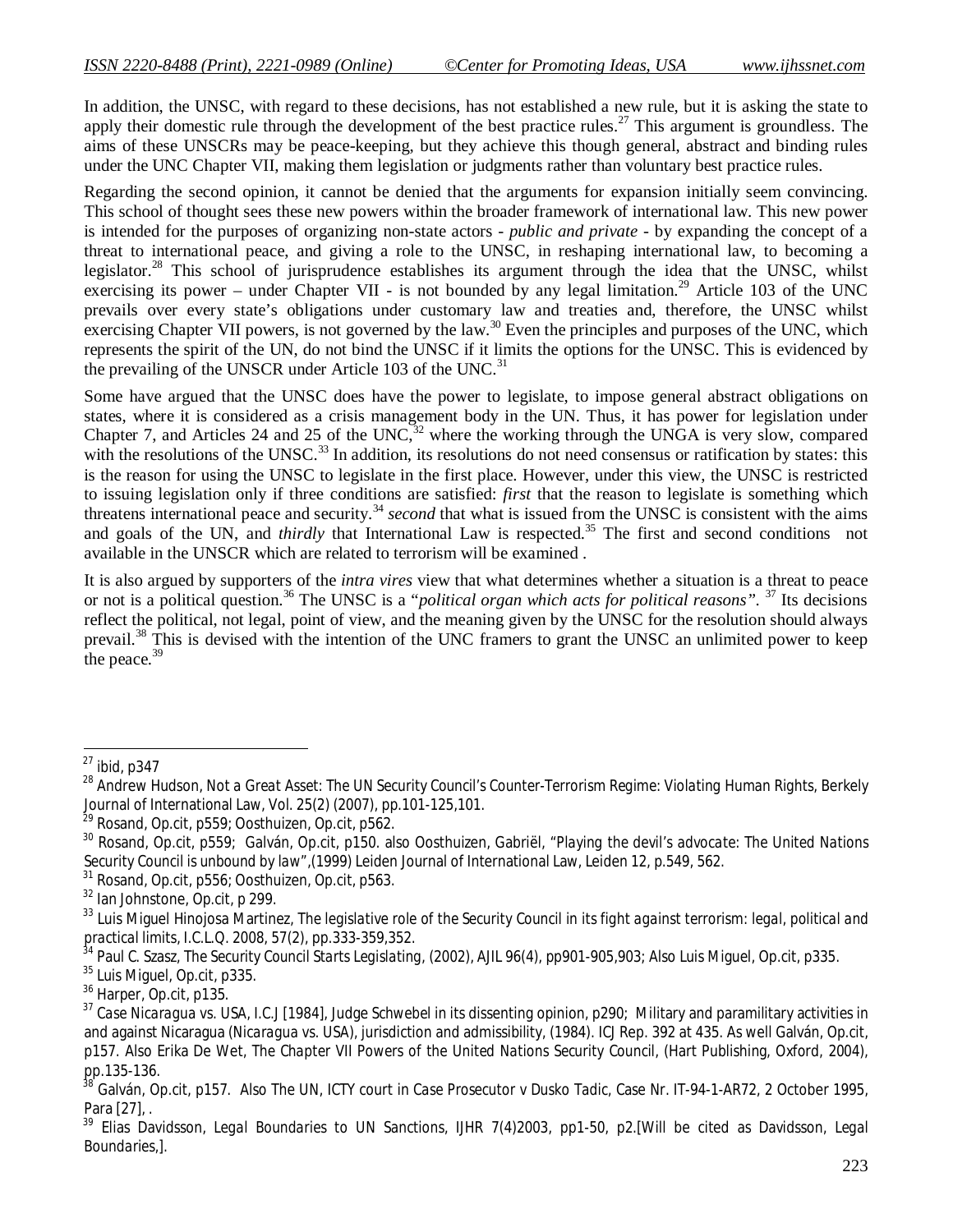In addition, the UNSC, with regard to these decisions, has not established a new rule, but it is asking the state to apply their domestic rule through the development of the best practice rules.[27] This argument is groundless. The aims of these UNSCRs may be peace-keeping, but they achieve this though general, abstract and binding rules under the UNC Chapter VII, making them legislation or judgments rather than voluntary best practice rules.

Regarding the second opinion, it cannot be denied that the arguments for expansion initially seem convincing. This school of thought sees these new powers within the broader framework of international law. This new power is intended for the purposes of organizing non-state actors - *public and private* - by expanding the concept of a threat to international peace, and giving a role to the UNSC, in reshaping international law, to becoming a legislator.[28] This school of jurisprudence establishes its argument through the idea that the UNSC, whilst exercising its power – under Chapter VII - is not bounded by any legal limitation.[29] Article 103 of the UNC prevails over every state's obligations under customary law and treaties and, therefore, the UNSC whilst exercising Chapter VII powers, is not governed by the law.[30] Even the principles and purposes of the UNC, which represents the spirit of the UN, do not bind the UNSC if it limits the options for the UNSC. This is evidenced by the prevailing of the UNSCR under Article 103 of the UNC.[31]

Some have argued that the UNSC does have the power to legislate, to impose general abstract obligations on states, where it is considered as a crisis management body in the UN. Thus, it has power for legislation under Chapter 7, and Articles 24 and 25 of the UNC,[32] where the working through the UNGA is very slow, compared with the resolutions of the UNSC.[33] In addition, its resolutions do not need consensus or ratification by states: this is the reason for using the UNSC to legislate in the first place. However, under this view, the UNSC is restricted to issuing legislation only if three conditions are satisfied: *first* that the reason to legislate is something which threatens international peace and security.[34] *second* that what is issued from the UNSC is consistent with the aims and goals of the UN, and *thirdly* that International Law is respected.[35] The first and second conditions not available in the UNSCR which are related to terrorism will be examined .

It is also argued by supporters of the *intra vires* view that what determines whether a situation is a threat to peace or not is a political question.[36] The UNSC is a "*political organ which acts for political reasons*". [37] Its decisions reflect the political, not legal, point of view, and the meaning given by the UNSC for the resolution should always prevail.[38] This is devised with the intention of the UNC framers to grant the UNSC an unlimited power to keep the peace.[39]

---

[27] ibid, p347

[28] Andrew Hudson, Not a Great Asset: The UN Security Council's Counter-Terrorism Regime: Violating Human Rights, Berkely Journal of International Law, Vol. 25(2) (2007), pp.101-125,101.

[29] Rosand, Op.cit, p559; Oosthuizen, Op.cit, p562.

[30] Rosand, Op.cit, p559; Galván, Op.cit, p150. also Oosthuizen, Gabriël, "Playing the devil's advocate: The United Nations Security Council is unbound by law",(1999) Leiden Journal of International Law, Leiden 12, p.549, 562.

[31] Rosand, Op.cit, p556; Oosthuizen, Op.cit, p563.

[32] Ian Johnstone, Op.cit, p 299.

[33] Luis Miguel Hinojosa Martinez, The legislative role of the Security Council in its fight against terrorism: legal, political and practical limits, I.C.L.Q. 2008, 57(2), pp.333-359,352.

[34] Paul C. Szasz, The Security Council Starts Legislating, (2002), AJIL 96(4), pp901-905,903; Also Luis Miguel, Op.cit, p335.

[35] Luis Miguel, Op.cit, p335.

[36] Harper, Op.cit, p135.

[37] Case Nicaragua vs. USA, I.C.J [1984], Judge Schwebel in its dissenting opinion, p290; Military and paramilitary activities in and against Nicaragua (Nicaragua vs. USA), jurisdiction and admissibility, (1984). ICJ Rep. 392 at 435. As well Galván, Op.cit, p157. Also Erika De Wet, The Chapter VII Powers of the United Nations Security Council, (Hart Publishing, Oxford, 2004), pp.135-136.

[38] Galván, Op.cit, p157. Also The UN, ICTY court in Case Prosecutor v Dusko Tadic, Case Nr. IT-94-1-AR72, 2 October 1995, Para [27], .

[39] Elias Davidsson, Legal Boundaries to UN Sanctions, IJHR 7(4)2003, pp1-50, p2.[Will be cited as Davidsson, Legal Boundaries,].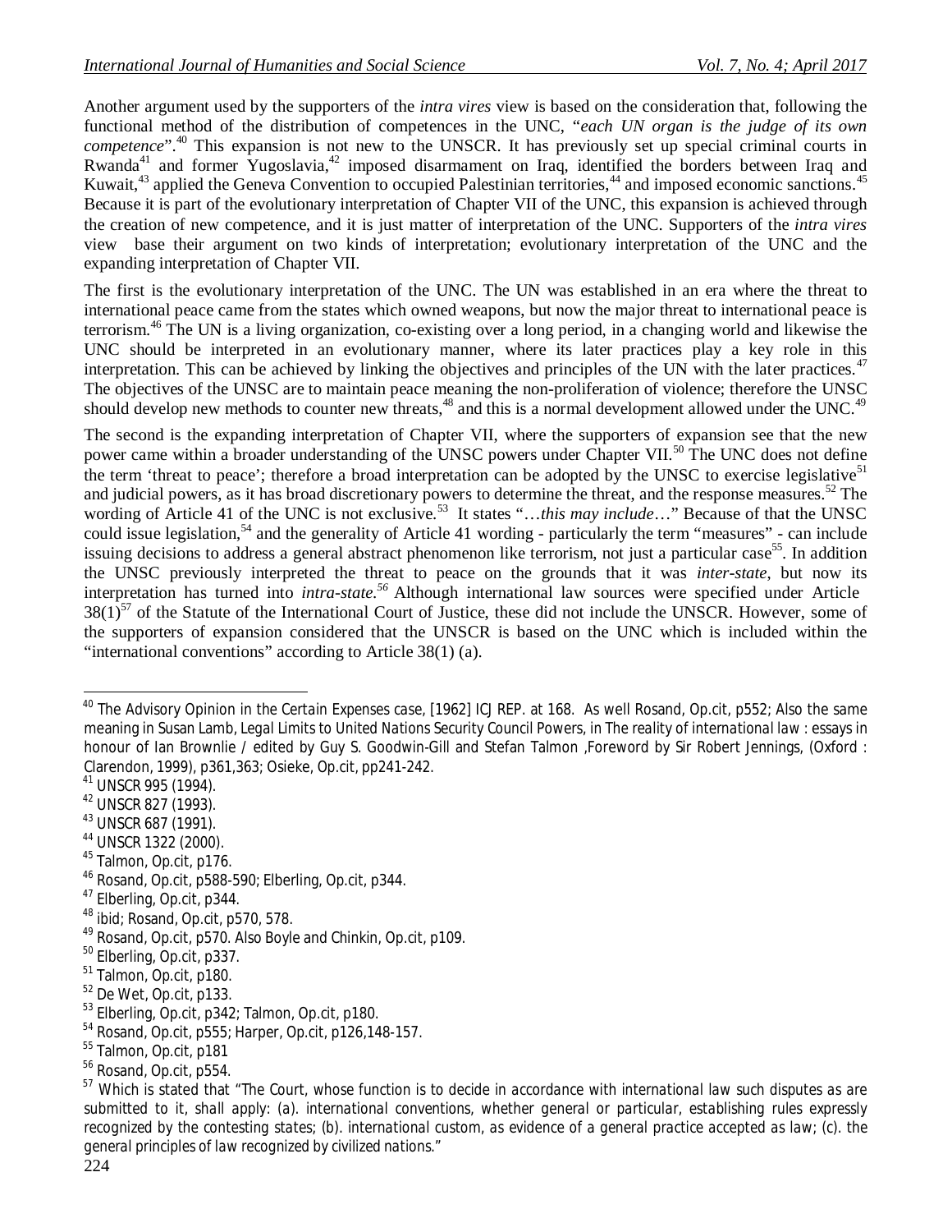Another argument used by the supporters of the *intra vires* view is based on the consideration that, following the functional method of the distribution of competences in the UNC, "*each UN organ is the judge of its own competence*".[40] This expansion is not new to the UNSCR. It has previously set up special criminal courts in Rwanda[41] and former Yugoslavia,[42] imposed disarmament on Iraq, identified the borders between Iraq and Kuwait,[43] applied the Geneva Convention to occupied Palestinian territories,[44] and imposed economic sanctions.[45] Because it is part of the evolutionary interpretation of Chapter VII of the UNC, this expansion is achieved through the creation of new competence, and it is just matter of interpretation of the UNC. Supporters of the *intra vires* view base their argument on two kinds of interpretation; evolutionary interpretation of the UNC and the expanding interpretation of Chapter VII.

The first is the evolutionary interpretation of the UNC. The UN was established in an era where the threat to international peace came from the states which owned weapons, but now the major threat to international peace is terrorism.[46] The UN is a living organization, co-existing over a long period, in a changing world and likewise the UNC should be interpreted in an evolutionary manner, where its later practices play a key role in this interpretation. This can be achieved by linking the objectives and principles of the UN with the later practices.[47] The objectives of the UNSC are to maintain peace meaning the non-proliferation of violence; therefore the UNSC should develop new methods to counter new threats,[48] and this is a normal development allowed under the UNC.[49]

The second is the expanding interpretation of Chapter VII, where the supporters of expansion see that the new power came within a broader understanding of the UNSC powers under Chapter VII.[50] The UNC does not define the term 'threat to peace'; therefore a broad interpretation can be adopted by the UNSC to exercise legislative[51] and judicial powers, as it has broad discretionary powers to determine the threat, and the response measures.[52] The wording of Article 41 of the UNC is not exclusive.[53] It states "…*this may include*…" Because of that the UNSC could issue legislation,[54] and the generality of Article 41 wording - particularly the term "measures" - can include issuing decisions to address a general abstract phenomenon like terrorism, not just a particular case[55]. In addition the UNSC previously interpreted the threat to peace on the grounds that it was *inter-state*, but now its interpretation has turned into *intra-state.*[56] Although international law sources were specified under Article 38(1)[57] of the Statute of the International Court of Justice, these did not include the UNSCR. However, some of the supporters of expansion considered that the UNSCR is based on the UNC which is included within the "international conventions" according to Article 38(1) (a).

---

[40] The Advisory Opinion in the Certain Expenses case, [1962] ICJ REP. at 168. As well Rosand, Op.cit, p552; Also the same meaning in Susan Lamb, Legal Limits to United Nations Security Council Powers, in The reality of international law : essays in honour of Ian Brownlie / edited by Guy S. Goodwin-Gill and Stefan Talmon ,Foreword by Sir Robert Jennings, (Oxford : Clarendon, 1999), p361,363; Osieke, Op.cit, pp241-242.

[41] UNSCR 995 (1994).

[42] UNSCR 827 (1993).

[43] UNSCR 687 (1991).

[44] UNSCR 1322 (2000).

[45] Talmon, Op.cit, p176.

[46] Rosand, Op.cit, p588-590; Elberling, Op.cit, p344.

[47] Elberling, Op.cit, p344.

[48] ibid; Rosand, Op.cit, p570, 578.

[49] Rosand, Op.cit, p570. Also Boyle and Chinkin, Op.cit, p109.

[50] Elberling, Op.cit, p337.

[51] Talmon, Op.cit, p180.

[52] De Wet, Op.cit, p133.

[53] Elberling, Op.cit, p342; Talmon, Op.cit, p180.

[54] Rosand, Op.cit, p555; Harper, Op.cit, p126,148-157.

[55] Talmon, Op.cit, p181

[56] Rosand, Op.cit, p554.

[57] Which is stated that "The Court, whose function is to decide in accordance with international law such disputes as are submitted to it, shall apply: (a). international conventions, whether general or particular, establishing rules expressly recognized by the contesting states; (b). international custom, as evidence of a general practice accepted as law; (c). the general principles of law recognized by civilized nations."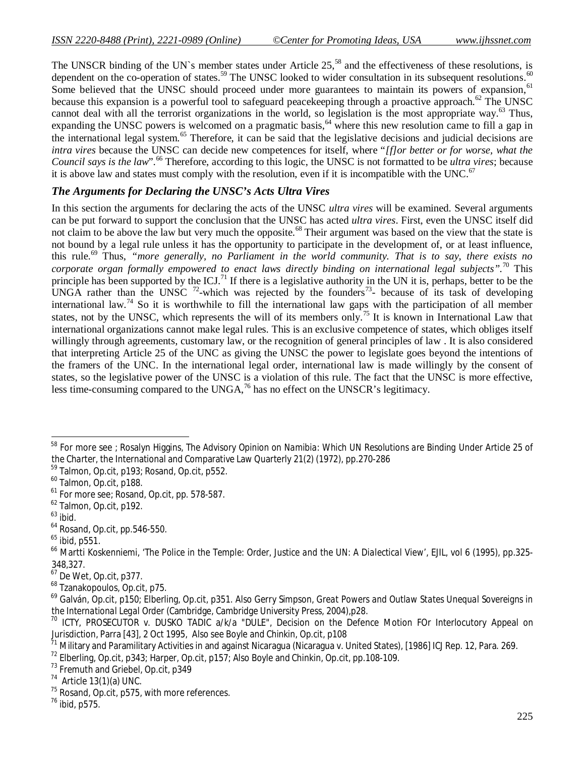The UNSCR binding of the UN`s member states under Article 25,[58] and the effectiveness of these resolutions, is dependent on the co-operation of states.[59] The UNSC looked to wider consultation in its subsequent resolutions.[60] Some believed that the UNSC should proceed under more guarantees to maintain its powers of expansion,[61] because this expansion is a powerful tool to safeguard peacekeeping through a proactive approach.[62] The UNSC cannot deal with all the terrorist organizations in the world, so legislation is the most appropriate way.[63] Thus, expanding the UNSC powers is welcomed on a pragmatic basis,[64] where this new resolution came to fill a gap in the international legal system.[65] Therefore, it can be said that the legislative decisions and judicial decisions are *intra vires* because the UNSC can decide new competences for itself, where "*[f]or better or for worse, what the Council says is the law*".[66] Therefore, according to this logic, the UNSC is not formatted to be *ultra vires*; because it is above law and states must comply with the resolution, even if it is incompatible with the UNC.[67]

### *The Arguments for Declaring the UNSC's Acts Ultra Vires*

In this section the arguments for declaring the acts of the UNSC *ultra vires* will be examined. Several arguments can be put forward to support the conclusion that the UNSC has acted *ultra vires*. First, even the UNSC itself did not claim to be above the law but very much the opposite.[68] Their argument was based on the view that the state is not bound by a legal rule unless it has the opportunity to participate in the development of, or at least influence, this rule.[69] Thus, "*more generally, no Parliament in the world community. That is to say, there exists no corporate organ formally empowered to enact laws directly binding on international legal subjects*".[70] This principle has been supported by the ICJ.[71] If there is a legislative authority in the UN it is, perhaps, better to be the UNGA rather than the UNSC [72]-which was rejected by the founders[73]- because of its task of developing international law.[74] So it is worthwhile to fill the international law gaps with the participation of all member states, not by the UNSC, which represents the will of its members only.[75] It is known in International Law that international organizations cannot make legal rules. This is an exclusive competence of states, which obliges itself willingly through agreements, customary law, or the recognition of general principles of law . It is also considered that interpreting Article 25 of the UNC as giving the UNSC the power to legislate goes beyond the intentions of the framers of the UNC. In the international legal order, international law is made willingly by the consent of states, so the legislative power of the UNSC is a violation of this rule. The fact that the UNSC is more effective, less time-consuming compared to the UNGA,[76] has no effect on the UNSCR's legitimacy.

---

[58] For more see ; Rosalyn Higgins, The Advisory Opinion on Namibia: Which UN Resolutions are Binding Under Article 25 of the Charter, the International and Comparative Law Quarterly 21(2) (1972), pp.270-286

[59] Talmon, Op.cit, p193; Rosand, Op.cit, p552.

[60] Talmon, Op.cit, p188.

[61] For more see; Rosand, Op.cit, pp. 578-587.

[62] Talmon, Op.cit, p192.

[63] ibid.

[64] Rosand, Op.cit, pp.546-550.

[65] ibid, p551.

[66] Martti Koskenniemi, 'The Police in the Temple: Order, Justice and the UN: A Dialectical View', EJIL, vol 6 (1995), pp.325-348,327.

[67] De Wet, Op.cit, p377.

[68] Tzanakopoulos, Op.cit, p75.

[69] Galván, Op.cit, p150; Elberling, Op.cit, p351. Also Gerry Simpson, Great Powers and Outlaw States Unequal Sovereigns in the International Legal Order (Cambridge, Cambridge University Press, 2004),p28.

[70] ICTY, PROSECUTOR v. DUSKO TADIC a/k/a "DULE", Decision on the Defence Motion FOr Interlocutory Appeal on Jurisdiction, Parra [43], 2 Oct 1995, Also see Boyle and Chinkin, Op.cit, p108

[71] Military and Paramilitary Activities in and against Nicaragua (Nicaragua v. United States), [1986] ICJ Rep. 12, Para. 269.

[72] Elberling, Op.cit, p343; Harper, Op.cit, p157; Also Boyle and Chinkin, Op.cit, pp.108-109.

[73] Fremuth and Griebel, Op.cit, p349

[74] Article 13(1)(a) UNC.

[75] Rosand, Op.cit, p575, with more references.

[76] ibid, p575.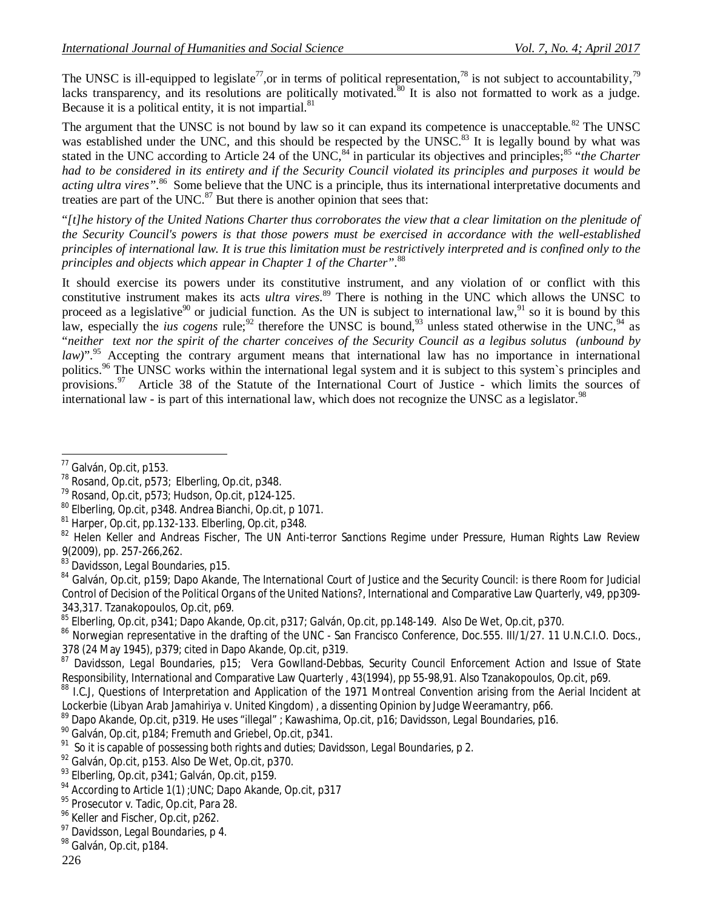The UNSC is ill-equipped to legislate[77],or in terms of political representation,[78] is not subject to accountability,[79] lacks transparency, and its resolutions are politically motivated.[80] It is also not formatted to work as a judge. Because it is a political entity, it is not impartial.[81]

The argument that the UNSC is not bound by law so it can expand its competence is unacceptable.[82] The UNSC was established under the UNC, and this should be respected by the UNSC.[83] It is legally bound by what was stated in the UNC according to Article 24 of the UNC,[84] in particular its objectives and principles;[85] "*the Charter had to be considered in its entirety and if the Security Council violated its principles and purposes it would be acting ultra vires*".[86] Some believe that the UNC is a principle, thus its international interpretative documents and treaties are part of the UNC.[87] But there is another opinion that sees that:

"*[t]he history of the United Nations Charter thus corroborates the view that a clear limitation on the plenitude of the Security Council's powers is that those powers must be exercised in accordance with the well-established principles of international law. It is true this limitation must be restrictively interpreted and is confined only to the principles and objects which appear in Chapter 1 of the Charter*".[88]

It should exercise its powers under its constitutive instrument, and any violation of or conflict with this constitutive instrument makes its acts *ultra vires*.[89] There is nothing in the UNC which allows the UNSC to proceed as a legislative[90] or judicial function. As the UN is subject to international law,[91] so it is bound by this law, especially the *ius cogens* rule;[92] therefore the UNSC is bound,[93] unless stated otherwise in the UNC,[94] as "*neither text nor the spirit of the charter conceives of the Security Council as a legibus solutus (unbound by law)*".[95] Accepting the contrary argument means that international law has no importance in international politics.[96] The UNSC works within the international legal system and it is subject to this system`s principles and provisions.[97] Article 38 of the Statute of the International Court of Justice - which limits the sources of international law - is part of this international law, which does not recognize the UNSC as a legislator.[98]

---

[77] Galván, Op.cit, p153.

[78] Rosand, Op.cit, p573; Elberling, Op.cit, p348.

[79] Rosand, Op.cit, p573; Hudson, Op.cit, p124-125.

[80] Elberling, Op.cit, p348. Andrea Bianchi, Op.cit, p 1071.

[81] Harper, Op.cit, pp.132-133. Elberling, Op.cit, p348.

[82] Helen Keller and Andreas Fischer, The UN Anti-terror Sanctions Regime under Pressure, Human Rights Law Review 9(2009), pp. 257-266,262.

[83] Davidsson, Legal Boundaries, p15.

[84] Galván, Op.cit, p159; Dapo Akande, The International Court of Justice and the Security Council: is there Room for Judicial Control of Decision of the Political Organs of the United Nations?, International and Comparative Law Quarterly, v49, pp309-343,317. Tzanakopoulos, Op.cit, p69.

[85] Elberling, Op.cit, p341; Dapo Akande, Op.cit, p317; Galván, Op.cit, pp.148-149. Also De Wet, Op.cit, p370.

[86] Norwegian representative in the drafting of the UNC - San Francisco Conference, Doc.555. III/1/27. 11 U.N.C.I.O. Docs., 378 (24 May 1945), p379; cited in Dapo Akande, Op.cit, p319.

[87] Davidsson, Legal Boundaries, p15; Vera Gowlland-Debbas, Security Council Enforcement Action and Issue of State Responsibility, International and Comparative Law Quarterly , 43(1994), pp 55-98,91. Also Tzanakopoulos, Op.cit, p69.

[88] I.C.J, Questions of Interpretation and Application of the 1971 Montreal Convention arising from the Aerial Incident at Lockerbie (Libyan Arab Jamahiriya v. United Kingdom) , a dissenting Opinion by Judge Weeramantry, p66.

[89] Dapo Akande, Op.cit, p319. He uses "illegal" ; Kawashima, Op.cit, p16; Davidsson, Legal Boundaries, p16.

[90] Galván, Op.cit, p184; Fremuth and Griebel, Op.cit, p341.

[91] So it is capable of possessing both rights and duties; Davidsson, Legal Boundaries, p 2.

[92] Galván, Op.cit, p153. Also De Wet, Op.cit, p370.

[93] Elberling, Op.cit, p341; Galván, Op.cit, p159.

[94] According to Article 1(1) ;UNC; Dapo Akande, Op.cit, p317

[95] Prosecutor v. Tadic, Op.cit, Para 28.

[96] Keller and Fischer, Op.cit, p262.

[97] Davidsson, Legal Boundaries, p 4.

[98] Galván, Op.cit, p184.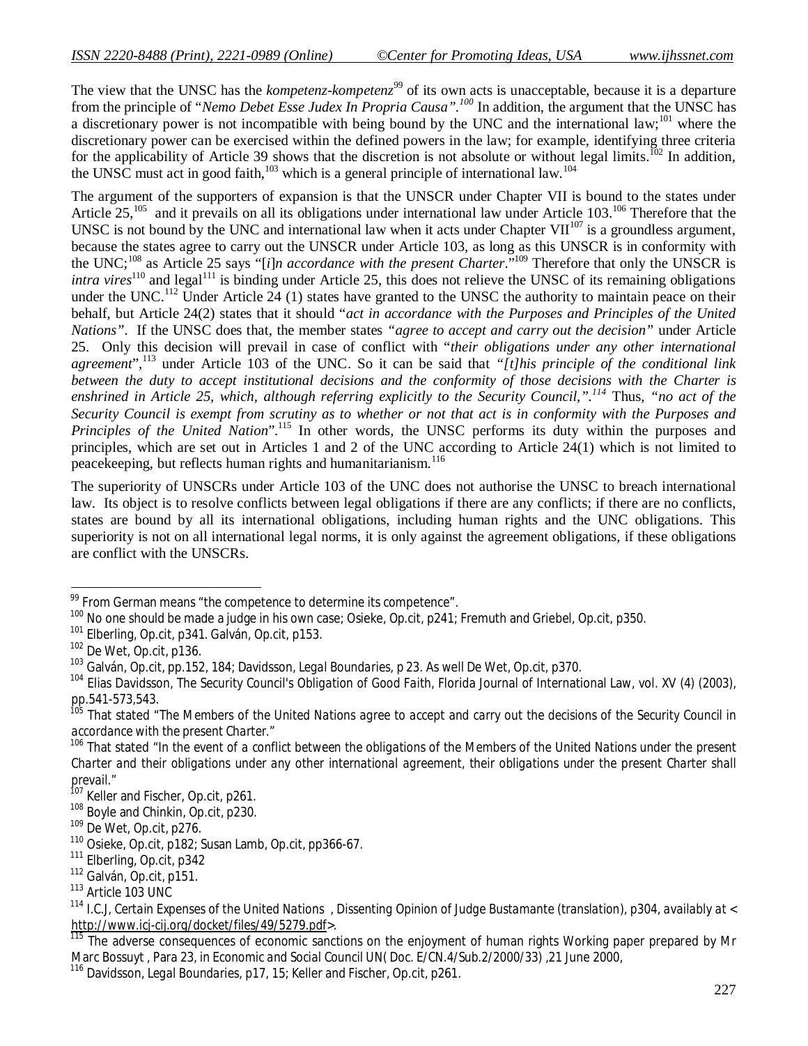The view that the UNSC has the *kompetenz-kompetenz*[99] of its own acts is unacceptable, because it is a departure from the principle of "*Nemo Debet Esse Judex In Propria Causa".*[100] In addition, the argument that the UNSC has a discretionary power is not incompatible with being bound by the UNC and the international law;[101] where the discretionary power can be exercised within the defined powers in the law; for example, identifying three criteria for the applicability of Article 39 shows that the discretion is not absolute or without legal limits.[102] In addition, the UNSC must act in good faith,[103] which is a general principle of international law.[104]

The argument of the supporters of expansion is that the UNSCR under Chapter VII is bound to the states under Article 25,[105] and it prevails on all its obligations under international law under Article 103.[106] Therefore that the UNSC is not bound by the UNC and international law when it acts under Chapter VII[107] is a groundless argument, because the states agree to carry out the UNSCR under Article 103, as long as this UNSCR is in conformity with the UNC;[108] as Article 25 says "[*i*]*n accordance with the present Charter*."[109] Therefore that only the UNSCR is *intra vires*[110] and legal[111] is binding under Article 25, this does not relieve the UNSC of its remaining obligations under the UNC.[112] Under Article 24 (1) states have granted to the UNSC the authority to maintain peace on their behalf, but Article 24(2) states that it should "*act in accordance with the Purposes and Principles of the United Nations*". If the UNSC does that, the member states *"agree to accept and carry out the decision"* under Article 25. Only this decision will prevail in case of conflict with "*their obligations under any other international agreement*",[113] under Article 103 of the UNC. So it can be said that *"[t]his principle of the conditional link between the duty to accept institutional decisions and the conformity of those decisions with the Charter is enshrined in Article 25, which, although referring explicitly to the Security Council,".*[114] Thus, *"no act of the Security Council is exempt from scrutiny as to whether or not that act is in conformity with the Purposes and Principles of the United Nation*".[115] In other words, the UNSC performs its duty within the purposes and principles, which are set out in Articles 1 and 2 of the UNC according to Article 24(1) which is not limited to peacekeeping, but reflects human rights and humanitarianism.[116]

The superiority of UNSCRs under Article 103 of the UNC does not authorise the UNSC to breach international law. Its object is to resolve conflicts between legal obligations if there are any conflicts; if there are no conflicts, states are bound by all its international obligations, including human rights and the UNC obligations. This superiority is not on all international legal norms, it is only against the agreement obligations, if these obligations are conflict with the UNSCRs.

---

[99] From German means "the competence to determine its competence".

[100] No one should be made a judge in his own case; Osieke, Op.cit, p241; Fremuth and Griebel, Op.cit, p350.

[101] Elberling, Op.cit, p341. Galván, Op.cit, p153.

[102] De Wet, Op.cit, p136.

[103] Galván, Op.cit, pp.152, 184; Davidsson, *Legal Boundaries*, p 23. As well De Wet, Op.cit, p370.

[104] Elias Davidsson, The Security Council's Obligation of Good Faith, *Florida Journal of International Law*, vol. XV (4) (2003), pp.541-573,543.

[105] That stated "*The Members of the United Nations agree to accept and carry out the decisions of the Security Council in accordance with the present Charter.*"

[106] That stated "*In the event of a conflict between the obligations of the Members of the United Nations under the present Charter and their obligations under any other international agreement, their obligations under the present Charter shall prevail.*"

[107] Keller and Fischer, Op.cit, p261.

[108] Boyle and Chinkin, Op.cit, p230.

[109] De Wet, Op.cit, p276.

[110] Osieke, Op.cit, p182; Susan Lamb, Op.cit, pp366-67.

[111] Elberling, Op.cit, p342

[112] Galván, Op.cit, p151.

[113] Article 103 UNC

[114] I.C.J, *Certain Expenses of the United Nations* , Dissenting Opinion of Judge Bustamante (translation), p304, availably at < http://www.icj-cij.org/docket/files/49/5279.pdf>.

[115] The adverse consequences of economic sanctions on the enjoyment of human rights Working paper prepared by Mr Marc Bossuyt , Para 23, in Economic and Social Council UN( Doc. E/CN.4/Sub.2/2000/33) ,21 June 2000,

[116] Davidsson, *Legal Boundaries*, p17, 15; Keller and Fischer, Op.cit, p261.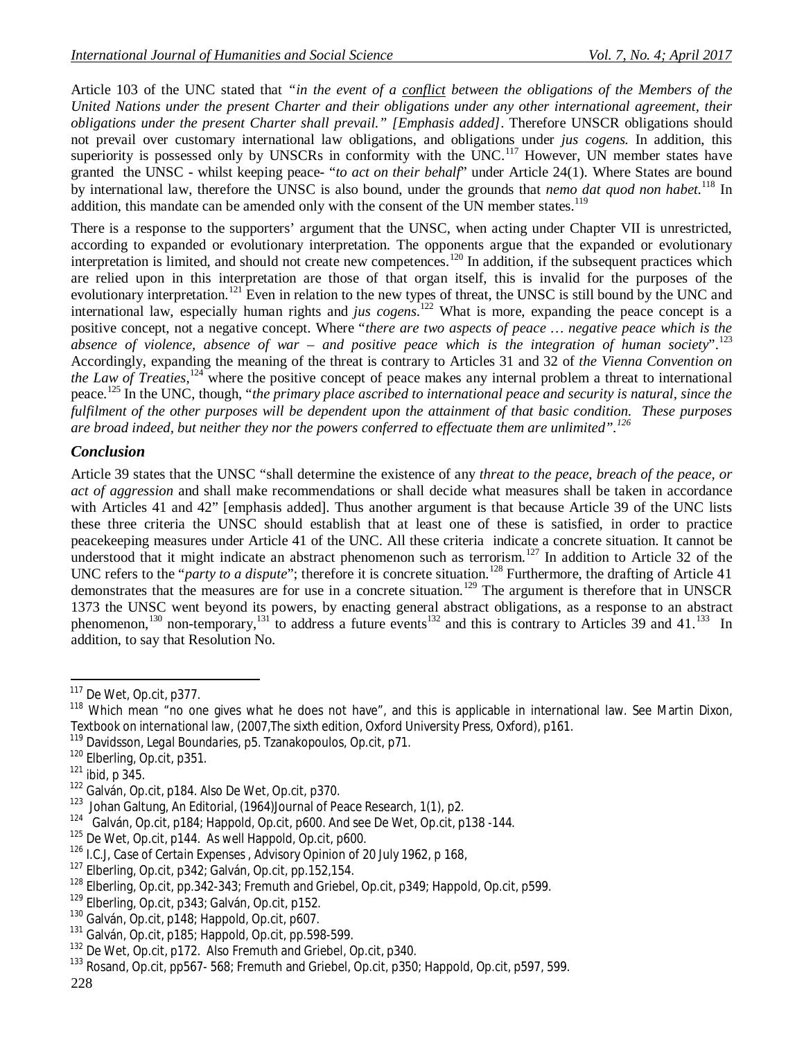Article 103 of the UNC stated that *"in the event of a <u>conflict</u> between the obligations of the Members of the United Nations under the present Charter and their obligations under any other international agreement, their obligations under the present Charter shall prevail." [Emphasis added]*. Therefore UNSCR obligations should not prevail over customary international law obligations, and obligations under *jus cogens*. In addition, this superiority is possessed only by UNSCRs in conformity with the UNC.[117] However, UN member states have granted the UNSC - whilst keeping peace- "*to act on their behalf*" under Article 24(1). Where States are bound by international law, therefore the UNSC is also bound, under the grounds that *nemo dat quod non habet*.[118] In addition, this mandate can be amended only with the consent of the UN member states.[119]

There is a response to the supporters' argument that the UNSC, when acting under Chapter VII is unrestricted, according to expanded or evolutionary interpretation. The opponents argue that the expanded or evolutionary interpretation is limited, and should not create new competences.[120] In addition, if the subsequent practices which are relied upon in this interpretation are those of that organ itself, this is invalid for the purposes of the evolutionary interpretation.[121] Even in relation to the new types of threat, the UNSC is still bound by the UNC and international law, especially human rights and *jus cogens*.[122] What is more, expanding the peace concept is a positive concept, not a negative concept. Where "*there are two aspects of peace … negative peace which is the absence of violence, absence of war – and positive peace which is the integration of human society*".[123] Accordingly, expanding the meaning of the threat is contrary to Articles 31 and 32 of *the Vienna Convention on the Law of Treaties*,[124] where the positive concept of peace makes any internal problem a threat to international peace.[125] In the UNC, though, "*the primary place ascribed to international peace and security is natural, since the fulfilment of the other purposes will be dependent upon the attainment of that basic condition. These purposes are broad indeed, but neither they nor the powers conferred to effectuate them are unlimited"*.[126]

## *Conclusion*

Article 39 states that the UNSC "shall determine the existence of any *threat to the peace, breach of the peace, or act of aggression* and shall make recommendations or shall decide what measures shall be taken in accordance with Articles 41 and 42" [emphasis added]. Thus another argument is that because Article 39 of the UNC lists these three criteria the UNSC should establish that at least one of these is satisfied, in order to practice peacekeeping measures under Article 41 of the UNC. All these criteria indicate a concrete situation. It cannot be understood that it might indicate an abstract phenomenon such as terrorism.[127] In addition to Article 32 of the UNC refers to the "*party to a dispute*"; therefore it is concrete situation.[128] Furthermore, the drafting of Article 41 demonstrates that the measures are for use in a concrete situation.[129] The argument is therefore that in UNSCR 1373 the UNSC went beyond its powers, by enacting general abstract obligations, as a response to an abstract phenomenon,[130] non-temporary,[131] to address a future events[132] and this is contrary to Articles 39 and 41.[133] In addition, to say that Resolution No.

---

[117] De Wet, Op.cit, p377.

[118] Which mean "no one gives what he does not have", and this is applicable in international law. See Martin Dixon, Textbook on international law, (2007,The sixth edition, Oxford University Press, Oxford), p161.

[119] Davidsson, Legal Boundaries, p5. Tzanakopoulos, Op.cit, p71.

[120] Elberling, Op.cit, p351.

[121] ibid, p 345.

[122] Galván, Op.cit, p184. Also De Wet, Op.cit, p370.

[123] Johan Galtung, An Editorial, (1964)Journal of Peace Research, 1(1), p2.

[124] Galván, Op.cit, p184; Happold, Op.cit, p600. And see De Wet, Op.cit, p138 -144.

[125] De Wet, Op.cit, p144. As well Happold, Op.cit, p600.

[126] I.C.J, Case of Certain Expenses , Advisory Opinion of 20 July 1962, p 168,

[127] Elberling, Op.cit, p342; Galván, Op.cit, pp.152,154.

[128] Elberling, Op.cit, pp.342-343; Fremuth and Griebel, Op.cit, p349; Happold, Op.cit, p599.

[129] Elberling, Op.cit, p343; Galván, Op.cit, p152.

[130] Galván, Op.cit, p148; Happold, Op.cit, p607.

[131] Galván, Op.cit, p185; Happold, Op.cit, pp.598-599.

[132] De Wet, Op.cit, p172. Also Fremuth and Griebel, Op.cit, p340.

[133] Rosand, Op.cit, pp567- 568; Fremuth and Griebel, Op.cit, p350; Happold, Op.cit, p597, 599.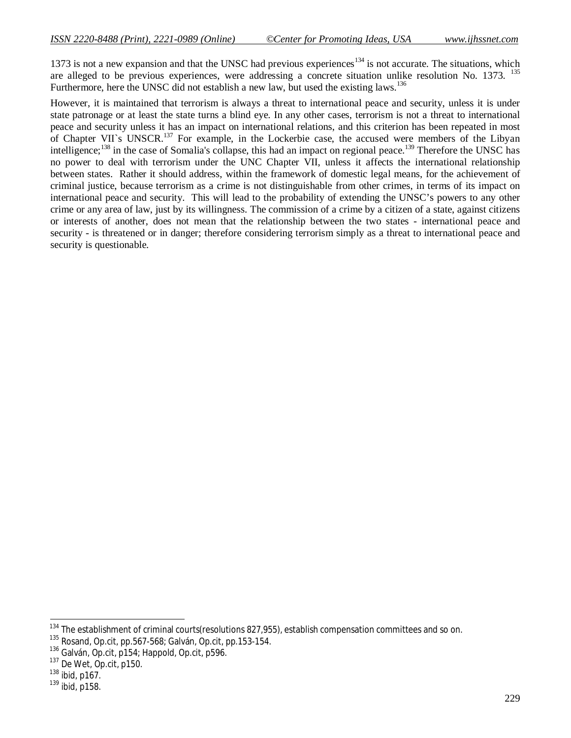1373 is not a new expansion and that the UNSC had previous experiences[134] is not accurate. The situations, which are alleged to be previous experiences, were addressing a concrete situation unlike resolution No. 1373. [135] Furthermore, here the UNSC did not establish a new law, but used the existing laws.[136]

However, it is maintained that terrorism is always a threat to international peace and security, unless it is under state patronage or at least the state turns a blind eye. In any other cases, terrorism is not a threat to international peace and security unless it has an impact on international relations, and this criterion has been repeated in most of Chapter VII`s UNSCR.[137] For example, in the Lockerbie case, the accused were members of the Libyan intelligence;[138] in the case of Somalia's collapse, this had an impact on regional peace.[139] Therefore the UNSC has no power to deal with terrorism under the UNC Chapter VII, unless it affects the international relationship between states. Rather it should address, within the framework of domestic legal means, for the achievement of criminal justice, because terrorism as a crime is not distinguishable from other crimes, in terms of its impact on international peace and security. This will lead to the probability of extending the UNSC's powers to any other crime or any area of law, just by its willingness. The commission of a crime by a citizen of a state, against citizens or interests of another, does not mean that the relationship between the two states - international peace and security - is threatened or in danger; therefore considering terrorism simply as a threat to international peace and security is questionable.

---

[134] The establishment of criminal courts(resolutions 827,955), establish compensation committees and so on.

[135] Rosand, Op.cit, pp.567-568; Galván, Op.cit, pp.153-154.

[136] Galván, Op.cit, p154; Happold, Op.cit, p596.

[137] De Wet, Op.cit, p150.

[138] ibid, p167.

[139] ibid, p158.